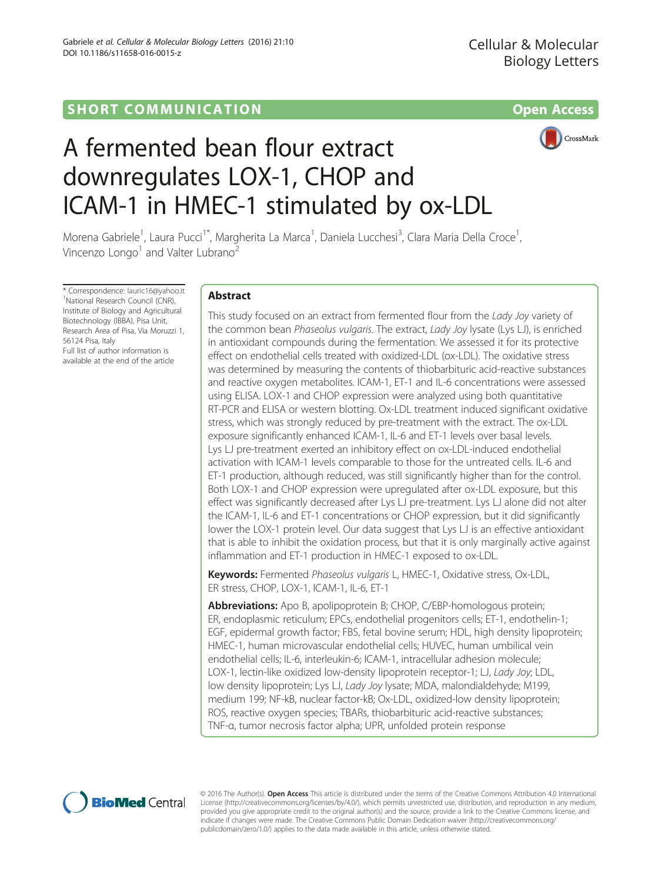SHORT COMMUNICATION

Open Access

# A fermented bean flour extract downregulates LOX-1, CHOP and ICAM-1 in HMEC-1 stimulated by ox-LDL

Morena Gabriele[1], Laura Pucci[1*], Margherita La Marca[1], Daniela Lucchesi[3], Clara Maria Della Croce[1], Vincenzo Longo[1] and Valter Lubrano[2]

\* Correspondence: lauric16@yahoo.it
[1]National Research Council (CNR), Institute of Biology and Agricultural Biotechnology (IBBA), Pisa Unit, Research Area of Pisa, Via Moruzzi 1, 56124 Pisa, Italy
Full list of author information is available at the end of the article

## Abstract

This study focused on an extract from fermented flour from the *Lady Joy* variety of the common bean *Phaseolus vulgaris*. The extract, *Lady Joy* lysate (Lys LJ), is enriched in antioxidant compounds during the fermentation. We assessed it for its protective effect on endothelial cells treated with oxidized-LDL (ox-LDL). The oxidative stress was determined by measuring the contents of thiobarbituric acid-reactive substances and reactive oxygen metabolites. ICAM-1, ET-1 and IL-6 concentrations were assessed using ELISA. LOX-1 and CHOP expression were analyzed using both quantitative RT-PCR and ELISA or western blotting. Ox-LDL treatment induced significant oxidative stress, which was strongly reduced by pre-treatment with the extract. The ox-LDL exposure significantly enhanced ICAM-1, IL-6 and ET-1 levels over basal levels. Lys LJ pre-treatment exerted an inhibitory effect on ox-LDL-induced endothelial activation with ICAM-1 levels comparable to those for the untreated cells. IL-6 and ET-1 production, although reduced, was still significantly higher than for the control. Both LOX-1 and CHOP expression were upregulated after ox-LDL exposure, but this effect was significantly decreased after Lys LJ pre-treatment. Lys LJ alone did not alter the ICAM-1, IL-6 and ET-1 concentrations or CHOP expression, but it did significantly lower the LOX-1 protein level. Our data suggest that Lys LJ is an effective antioxidant that is able to inhibit the oxidation process, but that it is only marginally active against inflammation and ET-1 production in HMEC-1 exposed to ox-LDL.

**Keywords:** Fermented *Phaseolus vulgaris* L, HMEC-1, Oxidative stress, Ox-LDL, ER stress, CHOP, LOX-1, ICAM-1, IL-6, ET-1

**Abbreviations:** Apo B, apolipoprotein B; CHOP, C/EBP-homologous protein; ER, endoplasmic reticulum; EPCs, endothelial progenitors cells; ET-1, endothelin-1; EGF, epidermal growth factor; FBS, fetal bovine serum; HDL, high density lipoprotein; HMEC-1, human microvascular endothelial cells; HUVEC, human umbilical vein endothelial cells; IL-6, interleukin-6; ICAM-1, intracellular adhesion molecule; LOX-1, lectin-like oxidized low-density lipoprotein receptor-1; LJ, *Lady Joy*; LDL, low density lipoprotein; Lys LJ, *Lady Joy* lysate; MDA, malondialdehyde; M199, medium 199; NF-kB, nuclear factor-kB; Ox-LDL, oxidized-low density lipoprotein; ROS, reactive oxygen species; TBARs, thiobarbituric acid-reactive substances; TNF-α, tumor necrosis factor alpha; UPR, unfolded protein response

© 2016 The Author(s). **Open Access** This article is distributed under the terms of the Creative Commons Attribution 4.0 International License (http://creativecommons.org/licenses/by/4.0/), which permits unrestricted use, distribution, and reproduction in any medium, provided you give appropriate credit to the original author(s) and the source, provide a link to the Creative Commons license, and indicate if changes were made. The Creative Commons Public Domain Dedication waiver (http://creativecommons.org/publicdomain/zero/1.0/) applies to the data made available in this article, unless otherwise stated.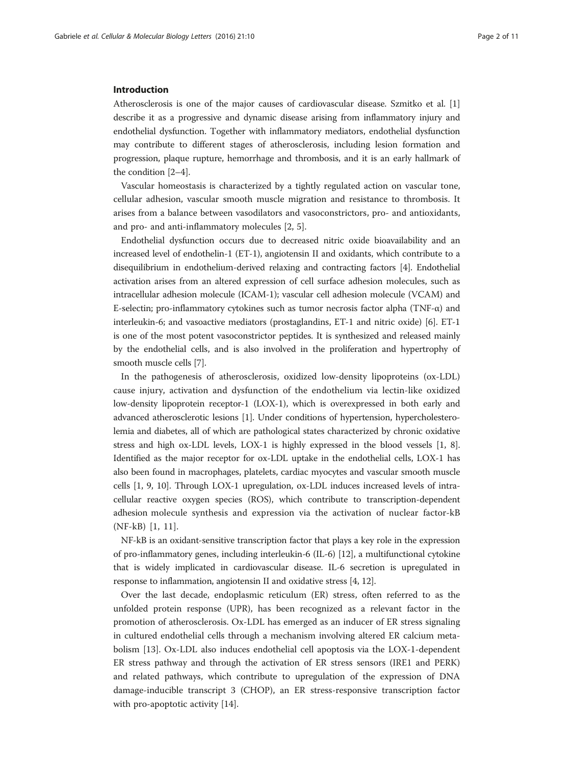## Introduction

Atherosclerosis is one of the major causes of cardiovascular disease. Szmitko et al. [1] describe it as a progressive and dynamic disease arising from inflammatory injury and endothelial dysfunction. Together with inflammatory mediators, endothelial dysfunction may contribute to different stages of atherosclerosis, including lesion formation and progression, plaque rupture, hemorrhage and thrombosis, and it is an early hallmark of the condition [2–4].

Vascular homeostasis is characterized by a tightly regulated action on vascular tone, cellular adhesion, vascular smooth muscle migration and resistance to thrombosis. It arises from a balance between vasodilators and vasoconstrictors, pro- and antioxidants, and pro- and anti-inflammatory molecules [2, 5].

Endothelial dysfunction occurs due to decreased nitric oxide bioavailability and an increased level of endothelin-1 (ET-1), angiotensin II and oxidants, which contribute to a disequilibrium in endothelium-derived relaxing and contracting factors [4]. Endothelial activation arises from an altered expression of cell surface adhesion molecules, such as intracellular adhesion molecule (ICAM-1); vascular cell adhesion molecule (VCAM) and E-selectin; pro-inflammatory cytokines such as tumor necrosis factor alpha (TNF-α) and interleukin-6; and vasoactive mediators (prostaglandins, ET-1 and nitric oxide) [6]. ET-1 is one of the most potent vasoconstrictor peptides. It is synthesized and released mainly by the endothelial cells, and is also involved in the proliferation and hypertrophy of smooth muscle cells [7].

In the pathogenesis of atherosclerosis, oxidized low-density lipoproteins (ox-LDL) cause injury, activation and dysfunction of the endothelium via lectin-like oxidized low-density lipoprotein receptor-1 (LOX-1), which is overexpressed in both early and advanced atherosclerotic lesions [1]. Under conditions of hypertension, hypercholesterolemia and diabetes, all of which are pathological states characterized by chronic oxidative stress and high ox-LDL levels, LOX-1 is highly expressed in the blood vessels [1, 8]. Identified as the major receptor for ox-LDL uptake in the endothelial cells, LOX-1 has also been found in macrophages, platelets, cardiac myocytes and vascular smooth muscle cells [1, 9, 10]. Through LOX-1 upregulation, ox-LDL induces increased levels of intracellular reactive oxygen species (ROS), which contribute to transcription-dependent adhesion molecule synthesis and expression via the activation of nuclear factor-kB (NF-kB) [1, 11].

NF-kB is an oxidant-sensitive transcription factor that plays a key role in the expression of pro-inflammatory genes, including interleukin-6 (IL-6) [12], a multifunctional cytokine that is widely implicated in cardiovascular disease. IL-6 secretion is upregulated in response to inflammation, angiotensin II and oxidative stress [4, 12].

Over the last decade, endoplasmic reticulum (ER) stress, often referred to as the unfolded protein response (UPR), has been recognized as a relevant factor in the promotion of atherosclerosis. Ox-LDL has emerged as an inducer of ER stress signaling in cultured endothelial cells through a mechanism involving altered ER calcium metabolism [13]. Ox-LDL also induces endothelial cell apoptosis via the LOX-1-dependent ER stress pathway and through the activation of ER stress sensors (IRE1 and PERK) and related pathways, which contribute to upregulation of the expression of DNA damage-inducible transcript 3 (CHOP), an ER stress-responsive transcription factor with pro-apoptotic activity [14].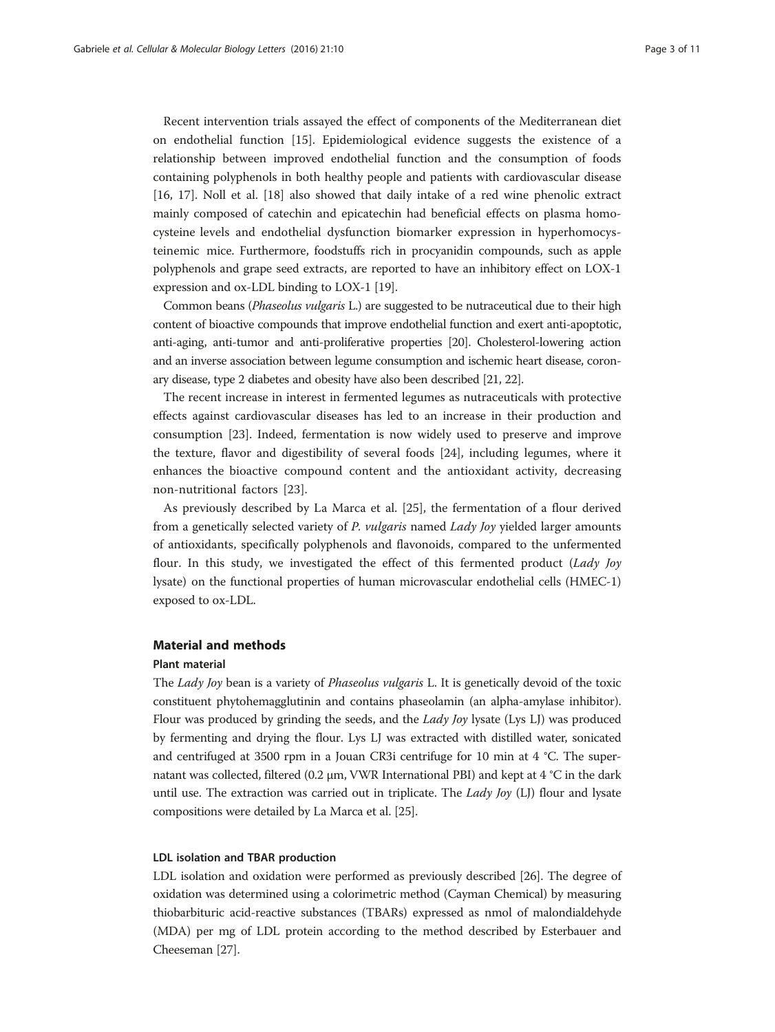Recent intervention trials assayed the effect of components of the Mediterranean diet on endothelial function [15]. Epidemiological evidence suggests the existence of a relationship between improved endothelial function and the consumption of foods containing polyphenols in both healthy people and patients with cardiovascular disease [16, 17]. Noll et al. [18] also showed that daily intake of a red wine phenolic extract mainly composed of catechin and epicatechin had beneficial effects on plasma homocysteine levels and endothelial dysfunction biomarker expression in hyperhomocysteinemic mice. Furthermore, foodstuffs rich in procyanidin compounds, such as apple polyphenols and grape seed extracts, are reported to have an inhibitory effect on LOX-1 expression and ox-LDL binding to LOX-1 [19].

Common beans (*Phaseolus vulgaris* L.) are suggested to be nutraceutical due to their high content of bioactive compounds that improve endothelial function and exert anti-apoptotic, anti-aging, anti-tumor and anti-proliferative properties [20]. Cholesterol-lowering action and an inverse association between legume consumption and ischemic heart disease, coronary disease, type 2 diabetes and obesity have also been described [21, 22].

The recent increase in interest in fermented legumes as nutraceuticals with protective effects against cardiovascular diseases has led to an increase in their production and consumption [23]. Indeed, fermentation is now widely used to preserve and improve the texture, flavor and digestibility of several foods [24], including legumes, where it enhances the bioactive compound content and the antioxidant activity, decreasing non-nutritional factors [23].

As previously described by La Marca et al. [25], the fermentation of a flour derived from a genetically selected variety of *P. vulgaris* named *Lady Joy* yielded larger amounts of antioxidants, specifically polyphenols and flavonoids, compared to the unfermented flour. In this study, we investigated the effect of this fermented product (*Lady Joy* lysate) on the functional properties of human microvascular endothelial cells (HMEC-1) exposed to ox-LDL.

## Material and methods

### Plant material

The *Lady Joy* bean is a variety of *Phaseolus vulgaris* L. It is genetically devoid of the toxic constituent phytohemagglutinin and contains phaseolamin (an alpha-amylase inhibitor). Flour was produced by grinding the seeds, and the *Lady Joy* lysate (Lys LJ) was produced by fermenting and drying the flour. Lys LJ was extracted with distilled water, sonicated and centrifuged at 3500 rpm in a Jouan CR3i centrifuge for 10 min at 4 °C. The supernatant was collected, filtered (0.2 μm, VWR International PBI) and kept at 4 °C in the dark until use. The extraction was carried out in triplicate. The *Lady Joy* (LJ) flour and lysate compositions were detailed by La Marca et al. [25].

### LDL isolation and TBAR production

LDL isolation and oxidation were performed as previously described [26]. The degree of oxidation was determined using a colorimetric method (Cayman Chemical) by measuring thiobarbituric acid-reactive substances (TBARs) expressed as nmol of malondialdehyde (MDA) per mg of LDL protein according to the method described by Esterbauer and Cheeseman [27].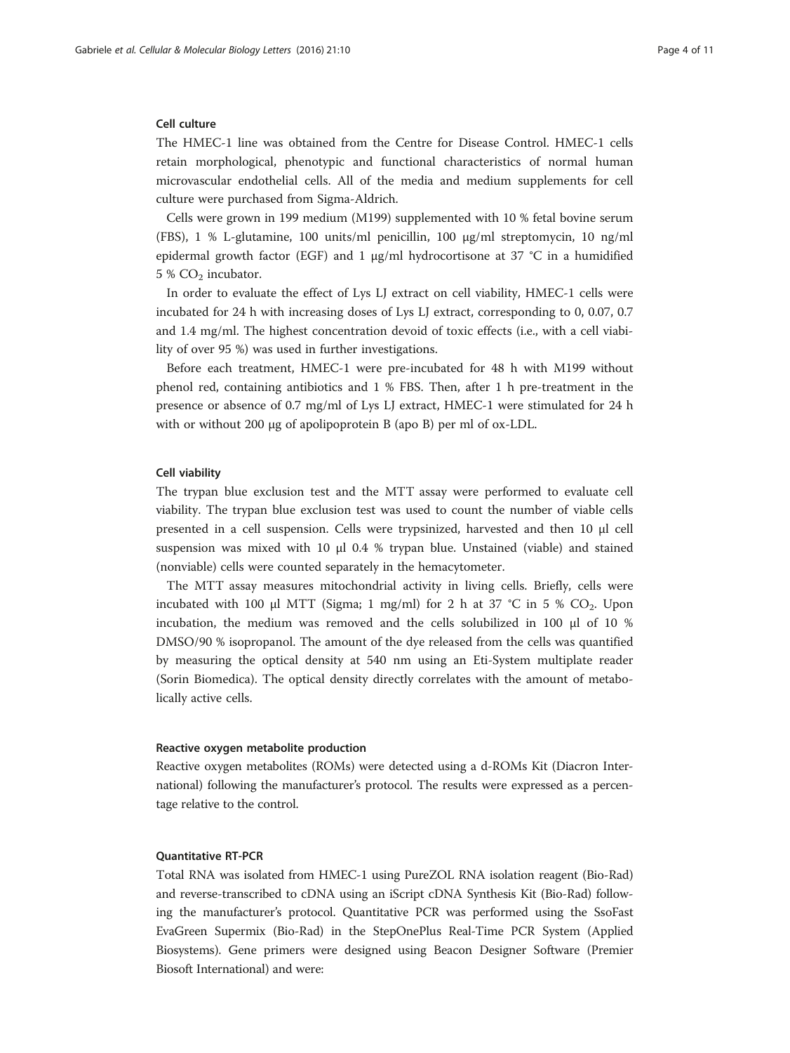### Cell culture

The HMEC-1 line was obtained from the Centre for Disease Control. HMEC-1 cells retain morphological, phenotypic and functional characteristics of normal human microvascular endothelial cells. All of the media and medium supplements for cell culture were purchased from Sigma-Aldrich.

Cells were grown in 199 medium (M199) supplemented with 10 % fetal bovine serum (FBS), 1 % L-glutamine, 100 units/ml penicillin, 100 μg/ml streptomycin, 10 ng/ml epidermal growth factor (EGF) and 1 μg/ml hydrocortisone at 37 °C in a humidified 5 % $CO_2$ incubator.

In order to evaluate the effect of Lys LJ extract on cell viability, HMEC-1 cells were incubated for 24 h with increasing doses of Lys LJ extract, corresponding to 0, 0.07, 0.7 and 1.4 mg/ml. The highest concentration devoid of toxic effects (i.e., with a cell viability of over 95 %) was used in further investigations.

Before each treatment, HMEC-1 were pre-incubated for 48 h with M199 without phenol red, containing antibiotics and 1 % FBS. Then, after 1 h pre-treatment in the presence or absence of 0.7 mg/ml of Lys LJ extract, HMEC-1 were stimulated for 24 h with or without 200 μg of apolipoprotein B (apo B) per ml of ox-LDL.

### Cell viability

The trypan blue exclusion test and the MTT assay were performed to evaluate cell viability. The trypan blue exclusion test was used to count the number of viable cells presented in a cell suspension. Cells were trypsinized, harvested and then 10 μl cell suspension was mixed with 10 μl 0.4 % trypan blue. Unstained (viable) and stained (nonviable) cells were counted separately in the hemacytometer.

The MTT assay measures mitochondrial activity in living cells. Briefly, cells were incubated with 100 μl MTT (Sigma; 1 mg/ml) for 2 h at 37 °C in 5 % $CO_2$. Upon incubation, the medium was removed and the cells solubilized in 100 μl of 10 % DMSO/90 % isopropanol. The amount of the dye released from the cells was quantified by measuring the optical density at 540 nm using an Eti-System multiplate reader (Sorin Biomedica). The optical density directly correlates with the amount of metabolically active cells.

### Reactive oxygen metabolite production

Reactive oxygen metabolites (ROMs) were detected using a d-ROMs Kit (Diacron International) following the manufacturer's protocol. The results were expressed as a percentage relative to the control.

### Quantitative RT-PCR

Total RNA was isolated from HMEC-1 using PureZOL RNA isolation reagent (Bio-Rad) and reverse-transcribed to cDNA using an iScript cDNA Synthesis Kit (Bio-Rad) following the manufacturer's protocol. Quantitative PCR was performed using the SsoFast EvaGreen Supermix (Bio-Rad) in the StepOnePlus Real-Time PCR System (Applied Biosystems). Gene primers were designed using Beacon Designer Software (Premier Biosoft International) and were: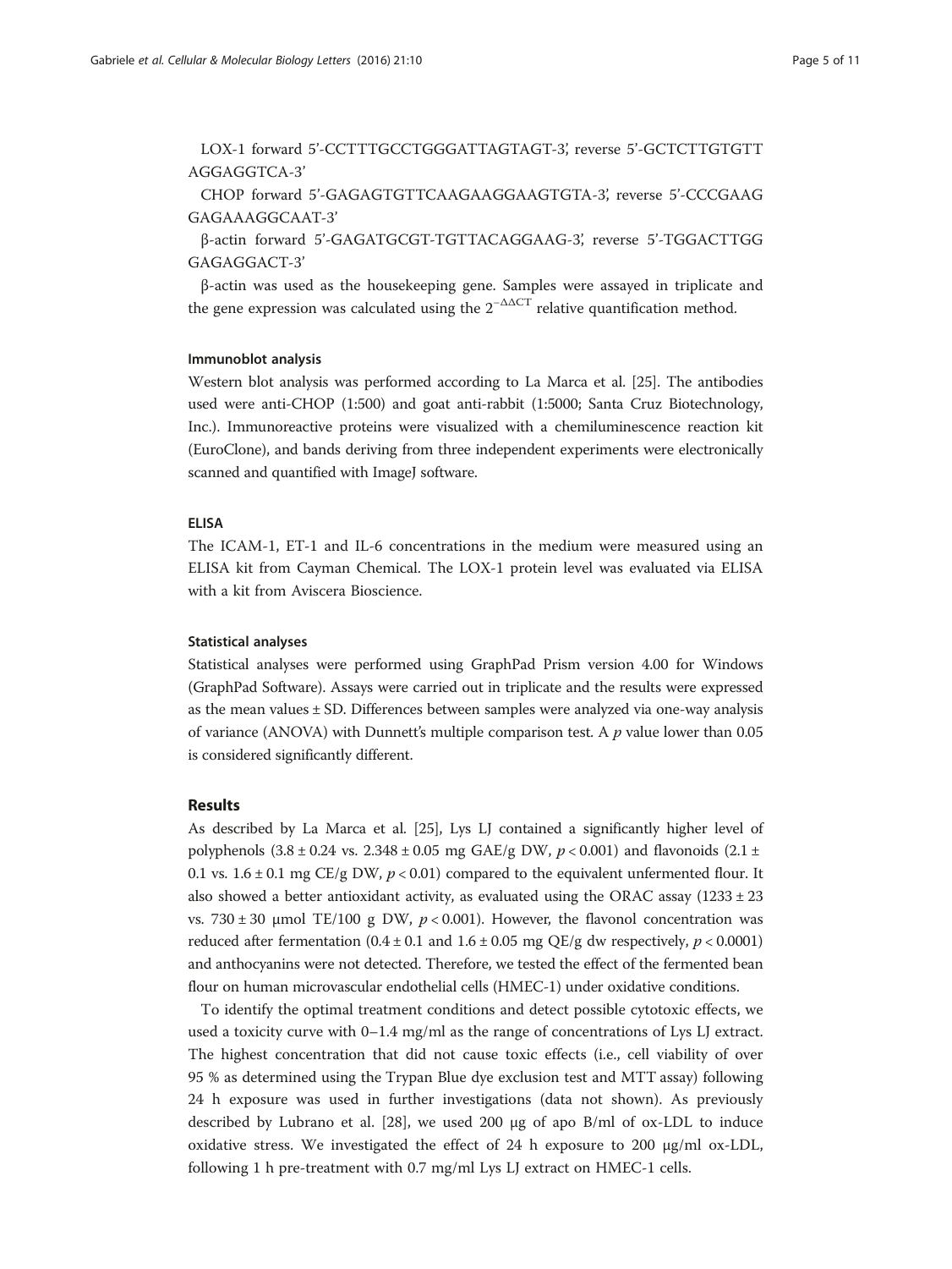LOX-1 forward 5'-CCTTTGCCTGGGATTAGTAGT-3', reverse 5'-GCTCTTGTGTTAGGAGGTCA-3'

CHOP forward 5'-GAGAGTGTTCAAGAAGGAAGTGTA-3', reverse 5'-CCCGAAGGAGAAAGGCAAT-3'

β-actin forward 5'-GAGATGCGT-TGTTACAGGAAG-3', reverse 5'-TGGACTTGGGAGAGGACT-3'

β-actin was used as the housekeeping gene. Samples were assayed in triplicate and the gene expression was calculated using the $2^{-\Delta\Delta CT}$ relative quantification method.

#### Immunoblot analysis

Western blot analysis was performed according to La Marca et al. [25]. The antibodies used were anti-CHOP (1:500) and goat anti-rabbit (1:5000; Santa Cruz Biotechnology, Inc.). Immunoreactive proteins were visualized with a chemiluminescence reaction kit (EuroClone), and bands deriving from three independent experiments were electronically scanned and quantified with ImageJ software.

#### ELISA

The ICAM-1, ET-1 and IL-6 concentrations in the medium were measured using an ELISA kit from Cayman Chemical. The LOX-1 protein level was evaluated via ELISA with a kit from Aviscera Bioscience.

#### Statistical analyses

Statistical analyses were performed using GraphPad Prism version 4.00 for Windows (GraphPad Software). Assays were carried out in triplicate and the results were expressed as the mean values ± SD. Differences between samples were analyzed via one-way analysis of variance (ANOVA) with Dunnett's multiple comparison test. A $p$ value lower than 0.05 is considered significantly different.

## Results

As described by La Marca et al. [25], Lys LJ contained a significantly higher level of polyphenols (3.8 ± 0.24 vs. 2.348 ± 0.05 mg GAE/g DW, $p < 0.001$) and flavonoids (2.1 ± 0.1 vs. 1.6 ± 0.1 mg CE/g DW, $p < 0.01$) compared to the equivalent unfermented flour. It also showed a better antioxidant activity, as evaluated using the ORAC assay (1233 ± 23 vs. 730 ± 30 μmol TE/100 g DW, $p < 0.001$). However, the flavonol concentration was reduced after fermentation (0.4 ± 0.1 and 1.6 ± 0.05 mg QE/g dw respectively, $p < 0.0001$) and anthocyanins were not detected. Therefore, we tested the effect of the fermented bean flour on human microvascular endothelial cells (HMEC-1) under oxidative conditions.

To identify the optimal treatment conditions and detect possible cytotoxic effects, we used a toxicity curve with 0–1.4 mg/ml as the range of concentrations of Lys LJ extract. The highest concentration that did not cause toxic effects (i.e., cell viability of over 95 % as determined using the Trypan Blue dye exclusion test and MTT assay) following 24 h exposure was used in further investigations (data not shown). As previously described by Lubrano et al. [28], we used 200 μg of apo B/ml of ox-LDL to induce oxidative stress. We investigated the effect of 24 h exposure to 200 μg/ml ox-LDL, following 1 h pre-treatment with 0.7 mg/ml Lys LJ extract on HMEC-1 cells.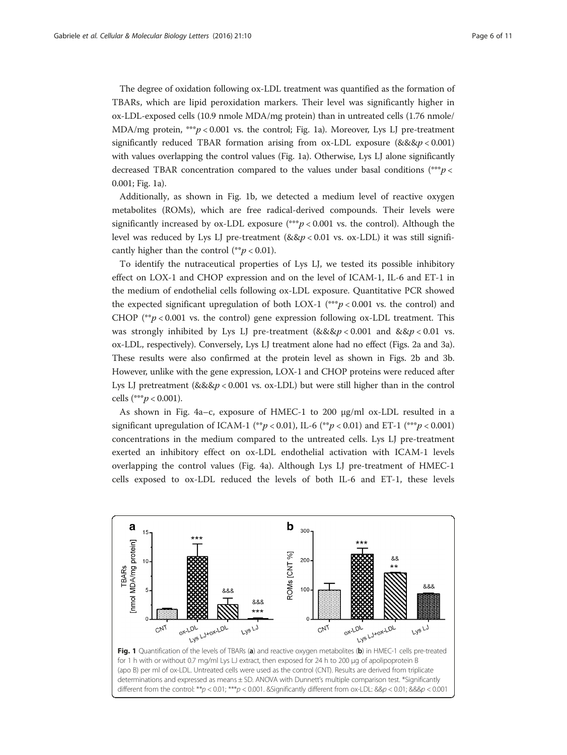The degree of oxidation following ox-LDL treatment was quantified as the formation of TBARs, which are lipid peroxidation markers. Their level was significantly higher in ox-LDL-exposed cells (10.9 nmole MDA/mg protein) than in untreated cells (1.76 nmole/MDA/mg protein, $^{***}p < 0.001$ vs. the control; Fig. 1a). Moreover, Lys LJ pre-treatment significantly reduced TBAR formation arising from ox-LDL exposure (&&&$p < 0.001$) with values overlapping the control values (Fig. 1a). Otherwise, Lys LJ alone significantly decreased TBAR concentration compared to the values under basal conditions ($^{***}p < 0.001$; Fig. 1a).

Additionally, as shown in Fig. 1b, we detected a medium level of reactive oxygen metabolites (ROMs), which are free radical-derived compounds. Their levels were significantly increased by ox-LDL exposure ($^{***}p < 0.001$ vs. the control). Although the level was reduced by Lys LJ pre-treatment (&&$p < 0.01$ vs. ox-LDL) it was still significantly higher than the control ($^{**}p < 0.01$).

To identify the nutraceutical properties of Lys LJ, we tested its possible inhibitory effect on LOX-1 and CHOP expression and on the level of ICAM-1, IL-6 and ET-1 in the medium of endothelial cells following ox-LDL exposure. Quantitative PCR showed the expected significant upregulation of both LOX-1 ($^{***}p < 0.001$ vs. the control) and CHOP ($^{**}p < 0.001$ vs. the control) gene expression following ox-LDL treatment. This was strongly inhibited by Lys LJ pre-treatment (&&&$p < 0.001$ and &&$p < 0.01$ vs. ox-LDL, respectively). Conversely, Lys LJ treatment alone had no effect (Figs. 2a and 3a). These results were also confirmed at the protein level as shown in Figs. 2b and 3b. However, unlike with the gene expression, LOX-1 and CHOP proteins were reduced after Lys LJ pretreatment (&&&$p < 0.001$ vs. ox-LDL) but were still higher than in the control cells ($^{***}p < 0.001$).

As shown in Fig. 4a–c, exposure of HMEC-1 to 200 μg/ml ox-LDL resulted in a significant upregulation of ICAM-1 ($^{**}p < 0.01$), IL-6 ($^{**}p < 0.01$) and ET-1 ($^{***}p < 0.001$) concentrations in the medium compared to the untreated cells. Lys LJ pre-treatment exerted an inhibitory effect on ox-LDL endothelial activation with ICAM-1 levels overlapping the control values (Fig. 4a). Although Lys LJ pre-treatment of HMEC-1 cells exposed to ox-LDL reduced the levels of both IL-6 and ET-1, these levels

**Fig. 1** Quantification of the levels of TBARs (**a**) and reactive oxygen metabolites (**b**) in HMEC-1 cells pre-treated for 1 h with or without 0.7 mg/ml Lys LJ extract, then exposed for 24 h to 200 μg of apolipoprotein B (apo B) per ml of ox-LDL. Untreated cells were used as the control (CNT). Results are derived from triplicate determinations and expressed as means ± SD. ANOVA with Dunnett's multiple comparison test. *Significantly different from the control: $^{**}p < 0.01$; $^{***}p < 0.001$. &Significantly different from ox-LDL: &&$p < 0.01$; &&&$p < 0.001$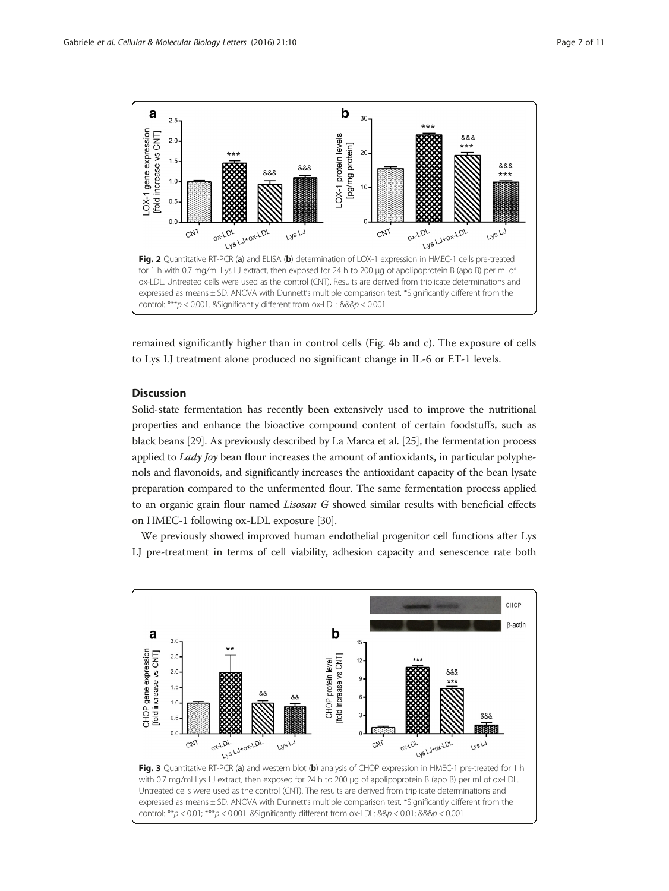Fig. 2 Quantitative RT-PCR (a) and ELISA (b) determination of LOX-1 expression in HMEC-1 cells pre-treated for 1 h with 0.7 mg/ml Lys LJ extract, then exposed for 24 h to 200 μg of apolipoprotein B (apo B) per ml of ox-LDL. Untreated cells were used as the control (CNT). Results are derived from triplicate determinations and expressed as means ± SD. ANOVA with Dunnett's multiple comparison test. *Significantly different from the control: ***$p < 0.001$. &Significantly different from ox-LDL: &&&$p < 0.001$

remained significantly higher than in control cells (Fig. 4b and c). The exposure of cells to Lys LJ treatment alone produced no significant change in IL-6 or ET-1 levels.

## Discussion

Solid-state fermentation has recently been extensively used to improve the nutritional properties and enhance the bioactive compound content of certain foodstuffs, such as black beans [29]. As previously described by La Marca et al. [25], the fermentation process applied to *Lady Joy* bean flour increases the amount of antioxidants, in particular polyphenols and flavonoids, and significantly increases the antioxidant capacity of the bean lysate preparation compared to the unfermented flour. The same fermentation process applied to an organic grain flour named *Lisosan G* showed similar results with beneficial effects on HMEC-1 following ox-LDL exposure [30].

We previously showed improved human endothelial progenitor cell functions after Lys LJ pre-treatment in terms of cell viability, adhesion capacity and senescence rate both

Fig. 3 Quantitative RT-PCR (a) and western blot (b) analysis of CHOP expression in HMEC-1 pre-treated for 1 h with 0.7 mg/ml Lys LJ extract, then exposed for 24 h to 200 μg of apolipoprotein B (apo B) per ml of ox-LDL. Untreated cells were used as the control (CNT). The results are derived from triplicate determinations and expressed as means ± SD. ANOVA with Dunnett's multiple comparison test. *Significantly different from the control: **$p < 0.01$; ***$p < 0.001$. &Significantly different from ox-LDL: &&$p < 0.01$; &&&$p < 0.001$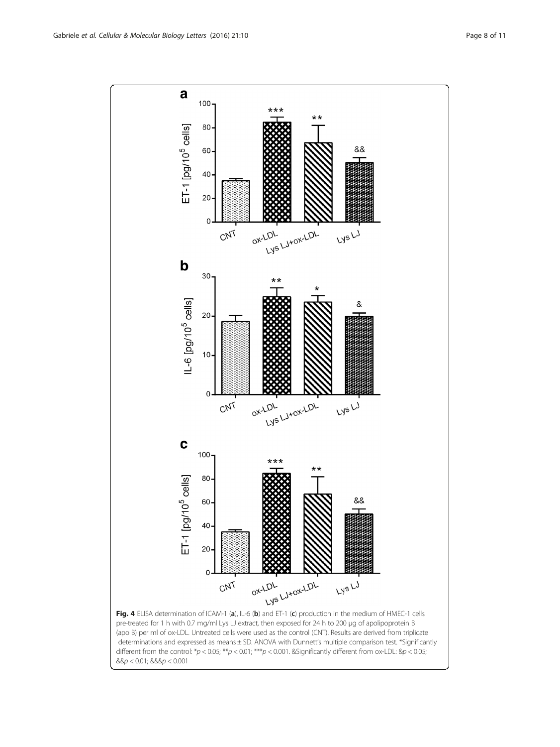**Fig. 4** ELISA determination of ICAM-1 (**a**), IL-6 (**b**) and ET-1 (**c**) production in the medium of HMEC-1 cells pre-treated for 1 h with 0.7 mg/ml Lys LJ extract, then exposed for 24 h to 200 μg of apolipoprotein B (apo B) per ml of ox-LDL. Untreated cells were used as the control (CNT). Results are derived from triplicate determinations and expressed as means ± SD. ANOVA with Dunnett's multiple comparison test. *Significantly different from the control: *$p < 0.05$; **$p < 0.01$; ***$p < 0.001$. &Significantly different from ox-LDL: &$p < 0.05$; &&$p < 0.01$; &&&$p < 0.001$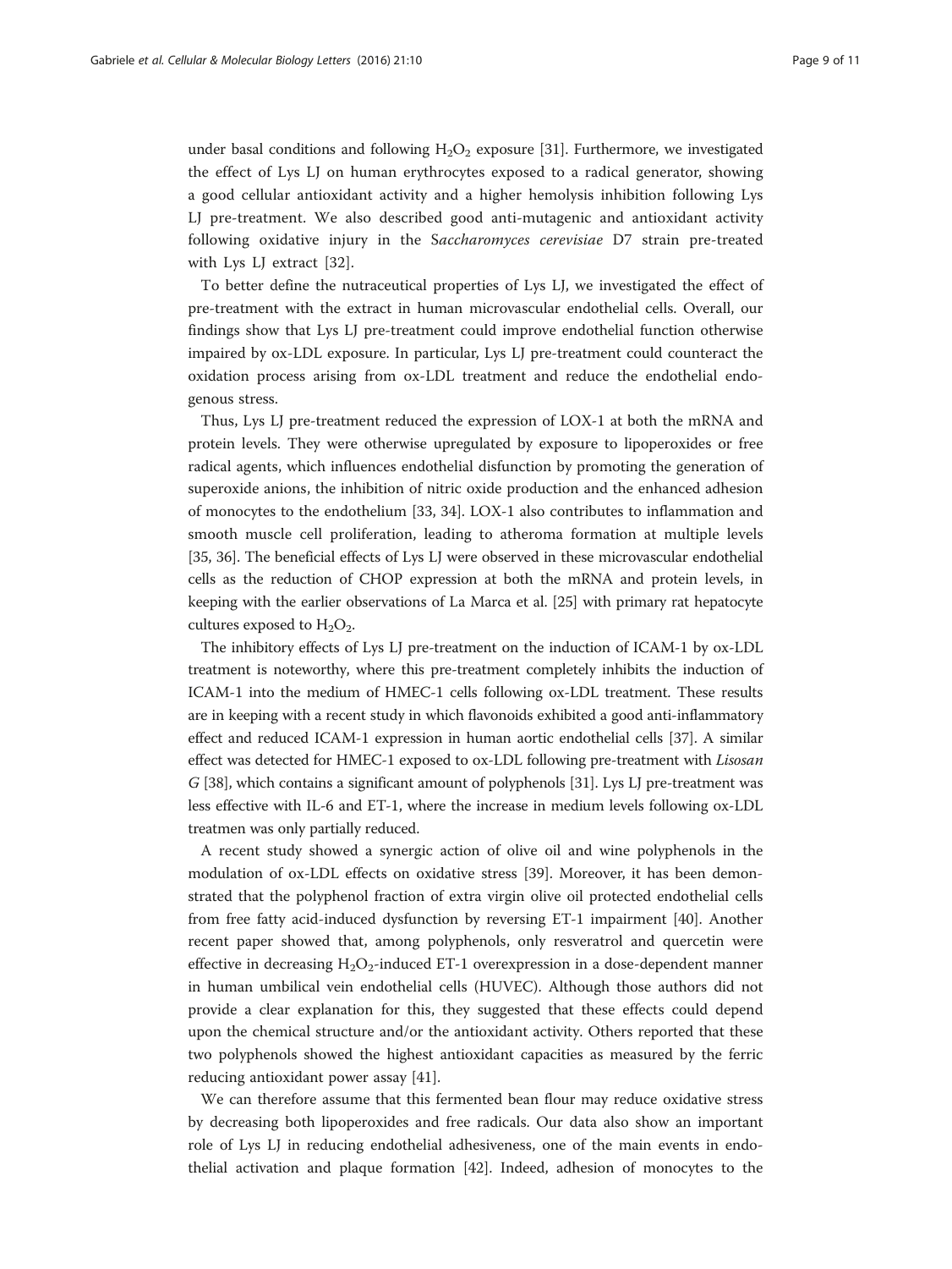under basal conditions and following $H_2O_2$ exposure [31]. Furthermore, we investigated the effect of Lys LJ on human erythrocytes exposed to a radical generator, showing a good cellular antioxidant activity and a higher hemolysis inhibition following Lys LJ pre-treatment. We also described good anti-mutagenic and antioxidant activity following oxidative injury in the S*accharomyces cerevisiae* D7 strain pre-treated with Lys LJ extract [32].

To better define the nutraceutical properties of Lys LJ, we investigated the effect of pre-treatment with the extract in human microvascular endothelial cells. Overall, our findings show that Lys LJ pre-treatment could improve endothelial function otherwise impaired by ox-LDL exposure. In particular, Lys LJ pre-treatment could counteract the oxidation process arising from ox-LDL treatment and reduce the endothelial endogenous stress.

Thus, Lys LJ pre-treatment reduced the expression of LOX-1 at both the mRNA and protein levels. They were otherwise upregulated by exposure to lipoperoxides or free radical agents, which influences endothelial disfunction by promoting the generation of superoxide anions, the inhibition of nitric oxide production and the enhanced adhesion of monocytes to the endothelium [33, 34]. LOX-1 also contributes to inflammation and smooth muscle cell proliferation, leading to atheroma formation at multiple levels [35, 36]. The beneficial effects of Lys LJ were observed in these microvascular endothelial cells as the reduction of CHOP expression at both the mRNA and protein levels, in keeping with the earlier observations of La Marca et al. [25] with primary rat hepatocyte cultures exposed to $H_2O_2$.

The inhibitory effects of Lys LJ pre-treatment on the induction of ICAM-1 by ox-LDL treatment is noteworthy, where this pre-treatment completely inhibits the induction of ICAM-1 into the medium of HMEC-1 cells following ox-LDL treatment. These results are in keeping with a recent study in which flavonoids exhibited a good anti-inflammatory effect and reduced ICAM-1 expression in human aortic endothelial cells [37]. A similar effect was detected for HMEC-1 exposed to ox-LDL following pre-treatment with *Lisosan G* [38], which contains a significant amount of polyphenols [31]. Lys LJ pre-treatment was less effective with IL-6 and ET-1, where the increase in medium levels following ox-LDL treatmen was only partially reduced.

A recent study showed a synergic action of olive oil and wine polyphenols in the modulation of ox-LDL effects on oxidative stress [39]. Moreover, it has been demonstrated that the polyphenol fraction of extra virgin olive oil protected endothelial cells from free fatty acid-induced dysfunction by reversing ET-1 impairment [40]. Another recent paper showed that, among polyphenols, only resveratrol and quercetin were effective in decreasing $H_2O_2$-induced ET-1 overexpression in a dose-dependent manner in human umbilical vein endothelial cells (HUVEC). Although those authors did not provide a clear explanation for this, they suggested that these effects could depend upon the chemical structure and/or the antioxidant activity. Others reported that these two polyphenols showed the highest antioxidant capacities as measured by the ferric reducing antioxidant power assay [41].

We can therefore assume that this fermented bean flour may reduce oxidative stress by decreasing both lipoperoxides and free radicals. Our data also show an important role of Lys LJ in reducing endothelial adhesiveness, one of the main events in endothelial activation and plaque formation [42]. Indeed, adhesion of monocytes to the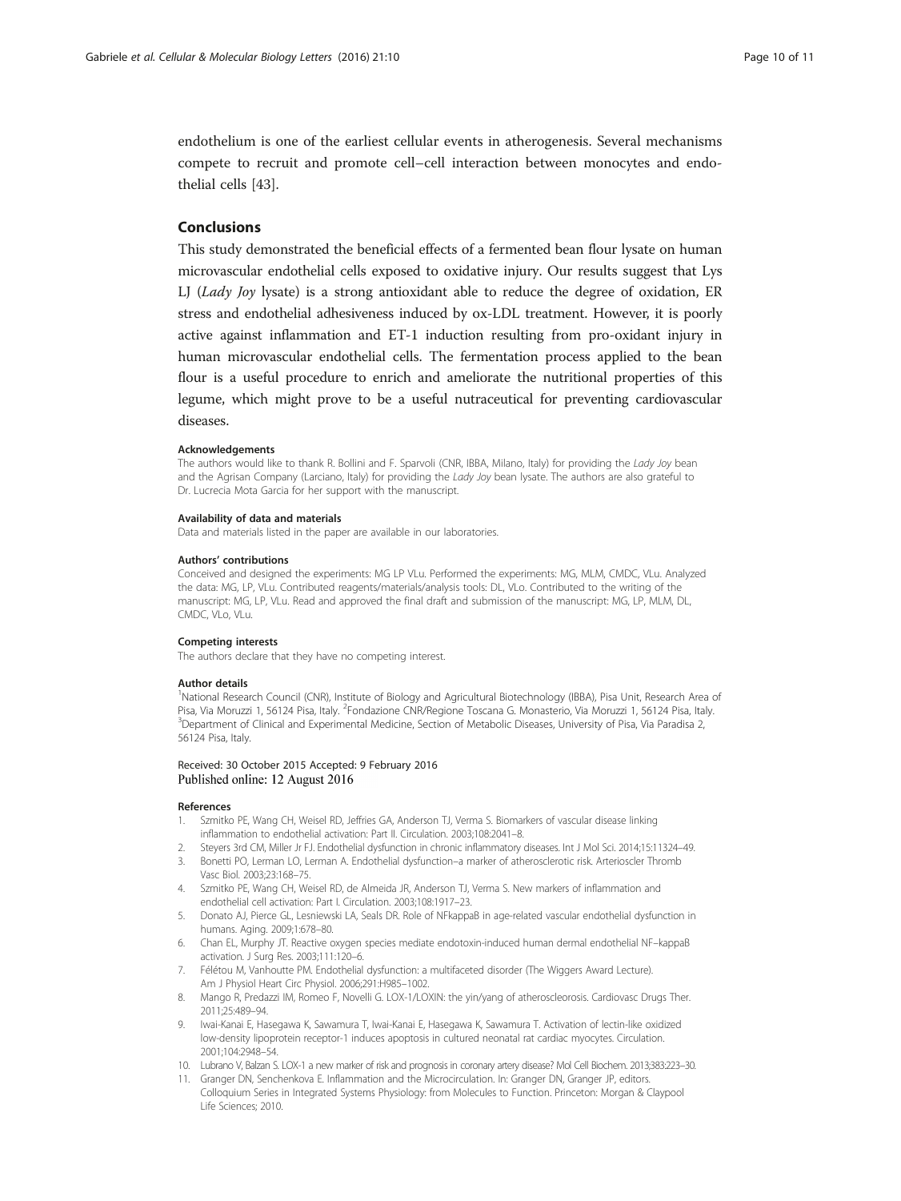endothelium is one of the earliest cellular events in atherogenesis. Several mechanisms compete to recruit and promote cell–cell interaction between monocytes and endothelial cells [43].

## Conclusions

This study demonstrated the beneficial effects of a fermented bean flour lysate on human microvascular endothelial cells exposed to oxidative injury. Our results suggest that Lys LJ (*Lady Joy* lysate) is a strong antioxidant able to reduce the degree of oxidation, ER stress and endothelial adhesiveness induced by ox-LDL treatment. However, it is poorly active against inflammation and ET-1 induction resulting from pro-oxidant injury in human microvascular endothelial cells. The fermentation process applied to the bean flour is a useful procedure to enrich and ameliorate the nutritional properties of this legume, which might prove to be a useful nutraceutical for preventing cardiovascular diseases.

#### Acknowledgements

The authors would like to thank R. Bollini and F. Sparvoli (CNR, IBBA, Milano, Italy) for providing the *Lady Joy* bean and the Agrisan Company (Larciano, Italy) for providing the *Lady Joy* bean lysate. The authors are also grateful to Dr. Lucrecia Mota Garcia for her support with the manuscript.

#### Availability of data and materials

Data and materials listed in the paper are available in our laboratories.

#### Authors' contributions

Conceived and designed the experiments: MG LP VLu. Performed the experiments: MG, MLM, CMDC, VLu. Analyzed the data: MG, LP, VLu. Contributed reagents/materials/analysis tools: DL, VLo. Contributed to the writing of the manuscript: MG, LP, VLu. Read and approved the final draft and submission of the manuscript: MG, LP, MLM, DL, CMDC, VLo, VLu.

#### Competing interests

The authors declare that they have no competing interest.

#### Author details

[1]National Research Council (CNR), Institute of Biology and Agricultural Biotechnology (IBBA), Pisa Unit, Research Area of Pisa, Via Moruzzi 1, 56124 Pisa, Italy. [2]Fondazione CNR/Regione Toscana G. Monasterio, Via Moruzzi 1, 56124 Pisa, Italy. [3]Department of Clinical and Experimental Medicine, Section of Metabolic Diseases, University of Pisa, Via Paradisa 2, 56124 Pisa, Italy.

Received: 30 October 2015 Accepted: 9 February 2016
Published online: 12 August 2016

#### References

1. Szmitko PE, Wang CH, Weisel RD, Jeffries GA, Anderson TJ, Verma S. Biomarkers of vascular disease linking inflammation to endothelial activation: Part II. Circulation. 2003;108:2041–8.
2. Steyers 3rd CM, Miller Jr FJ. Endothelial dysfunction in chronic inflammatory diseases. Int J Mol Sci. 2014;15:11324–49.
3. Bonetti PO, Lerman LO, Lerman A. Endothelial dysfunction–a marker of atherosclerotic risk. Arterioscler Thromb Vasc Biol. 2003;23:168–75.
4. Szmitko PE, Wang CH, Weisel RD, de Almeida JR, Anderson TJ, Verma S. New markers of inflammation and endothelial cell activation: Part I. Circulation. 2003;108:1917–23.
5. Donato AJ, Pierce GL, Lesniewski LA, Seals DR. Role of NFkappaB in age-related vascular endothelial dysfunction in humans. Aging. 2009;1:678–80.
6. Chan EL, Murphy JT. Reactive oxygen species mediate endotoxin-induced human dermal endothelial NF–kappaB activation. J Surg Res. 2003;111:120–6.
7. Félétou M, Vanhoutte PM. Endothelial dysfunction: a multifaceted disorder (The Wiggers Award Lecture). Am J Physiol Heart Circ Physiol. 2006;291:H985–1002.
8. Mango R, Predazzi IM, Romeo F, Novelli G. LOX-1/LOXIN: the yin/yang of atheroscleorosis. Cardiovasc Drugs Ther. 2011;25:489–94.
9. Iwai-Kanai E, Hasegawa K, Sawamura T, Iwai-Kanai E, Hasegawa K, Sawamura T. Activation of lectin-like oxidized low-density lipoprotein receptor-1 induces apoptosis in cultured neonatal rat cardiac myocytes. Circulation. 2001;104:2948–54.
10. Lubrano V, Balzan S. LOX-1 a new marker of risk and prognosis in coronary artery disease? Mol Cell Biochem. 2013;383:223–30.
11. Granger DN, Senchenkova E. Inflammation and the Microcirculation. In: Granger DN, Granger JP, editors. Colloquium Series in Integrated Systems Physiology: from Molecules to Function. Princeton: Morgan & Claypool Life Sciences; 2010.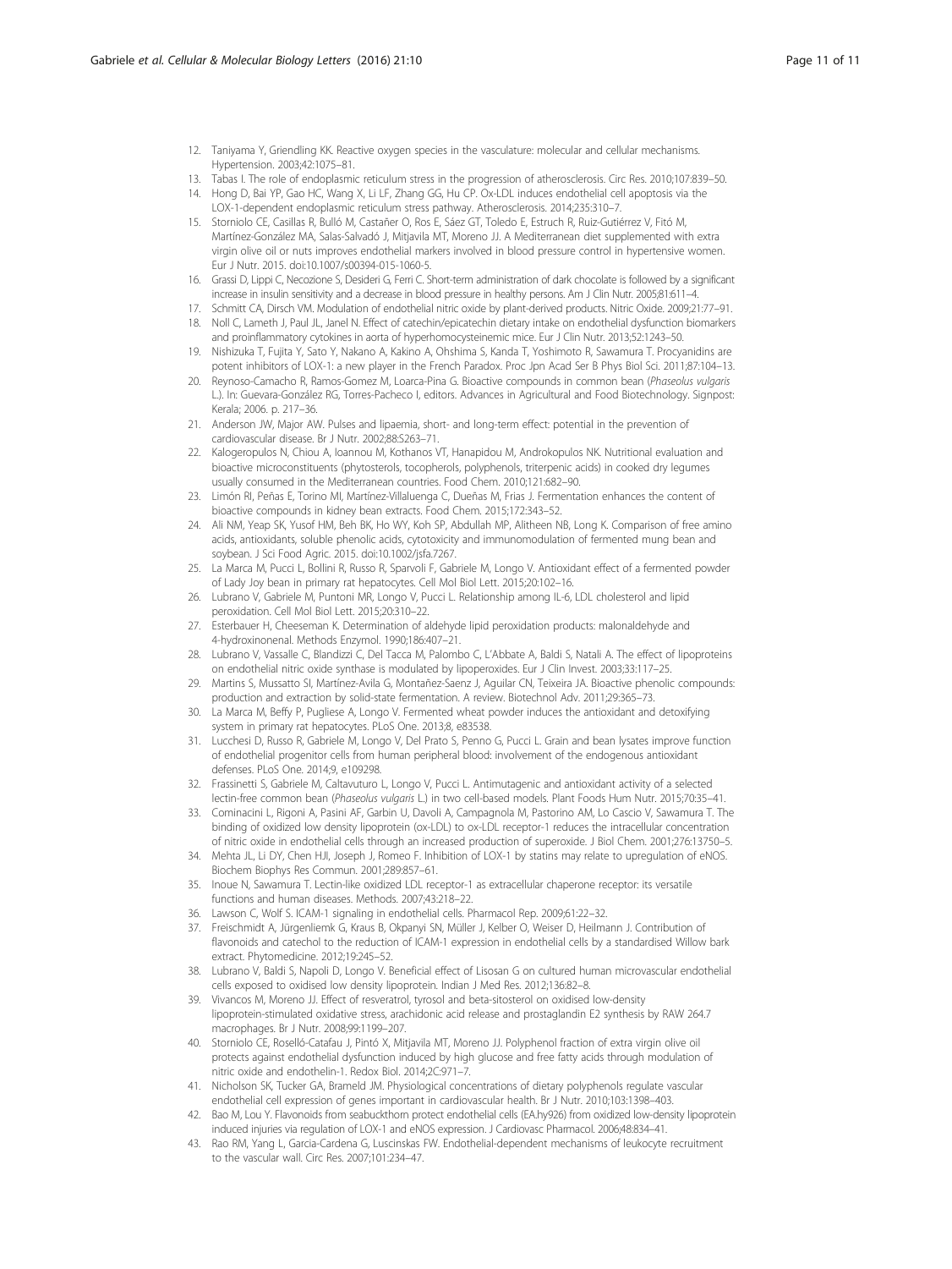12. Taniyama Y, Griendling KK. Reactive oxygen species in the vasculature: molecular and cellular mechanisms. Hypertension. 2003;42:1075–81.
13. Tabas I. The role of endoplasmic reticulum stress in the progression of atherosclerosis. Circ Res. 2010;107:839–50.
14. Hong D, Bai YP, Gao HC, Wang X, Li LF, Zhang GG, Hu CP. Ox-LDL induces endothelial cell apoptosis via the LOX-1-dependent endoplasmic reticulum stress pathway. Atherosclerosis. 2014;235:310–7.
15. Storniolo CE, Casillas R, Bulló M, Castañer O, Ros E, Sáez GT, Toledo E, Estruch R, Ruiz-Gutiérrez V, Fitó M, Martínez-González MA, Salas-Salvadó J, Mitjavila MT, Moreno JJ. A Mediterranean diet supplemented with extra virgin olive oil or nuts improves endothelial markers involved in blood pressure control in hypertensive women. Eur J Nutr. 2015. doi:10.1007/s00394-015-1060-5.
16. Grassi D, Lippi C, Necozione S, Desideri G, Ferri C. Short-term administration of dark chocolate is followed by a significant increase in insulin sensitivity and a decrease in blood pressure in healthy persons. Am J Clin Nutr. 2005;81:611–4.
17. Schmitt CA, Dirsch VM. Modulation of endothelial nitric oxide by plant-derived products. Nitric Oxide. 2009;21:77–91.
18. Noll C, Lameth J, Paul JL, Janel N. Effect of catechin/epicatechin dietary intake on endothelial dysfunction biomarkers and proinflammatory cytokines in aorta of hyperhomocysteinemic mice. Eur J Clin Nutr. 2013;52:1243–50.
19. Nishizuka T, Fujita Y, Sato Y, Nakano A, Kakino A, Ohshima S, Kanda T, Yoshimoto R, Sawamura T. Procyanidins are potent inhibitors of LOX-1: a new player in the French Paradox. Proc Jpn Acad Ser B Phys Biol Sci. 2011;87:104–13.
20. Reynoso-Camacho R, Ramos-Gomez M, Loarca-Pina G. Bioactive compounds in common bean (*Phaseolus vulgaris* L.). In: Guevara-González RG, Torres-Pacheco I, editors. Advances in Agricultural and Food Biotechnology. Signpost: Kerala; 2006. p. 217–36.
21. Anderson JW, Major AW. Pulses and lipaemia, short- and long-term effect: potential in the prevention of cardiovascular disease. Br J Nutr. 2002;88:S263–71.
22. Kalogeropulos N, Chiou A, Ioannou M, Kothanos VT, Hanapidou M, Androkopulos NK. Nutritional evaluation and bioactive microconstituents (phytosterols, tocopherols, polyphenols, triterpenic acids) in cooked dry legumes usually consumed in the Mediterranean countries. Food Chem. 2010;121:682–90.
23. Limón RI, Peñas E, Torino MI, Martínez-Villaluenga C, Dueñas M, Frias J. Fermentation enhances the content of bioactive compounds in kidney bean extracts. Food Chem. 2015;172:343–52.
24. Ali NM, Yeap SK, Yusof HM, Beh BK, Ho WY, Koh SP, Abdullah MP, Alitheen NB, Long K. Comparison of free amino acids, antioxidants, soluble phenolic acids, cytotoxicity and immunomodulation of fermented mung bean and soybean. J Sci Food Agric. 2015. doi:10.1002/jsfa.7267.
25. La Marca M, Pucci L, Bollini R, Russo R, Sparvoli F, Gabriele M, Longo V. Antioxidant effect of a fermented powder of Lady Joy bean in primary rat hepatocytes. Cell Mol Biol Lett. 2015;20:102–16.
26. Lubrano V, Gabriele M, Puntoni MR, Longo V, Pucci L. Relationship among IL-6, LDL cholesterol and lipid peroxidation. Cell Mol Biol Lett. 2015;20:310–22.
27. Esterbauer H, Cheeseman K. Determination of aldehyde lipid peroxidation products: malonaldehyde and 4-hydroxinonenal. Methods Enzymol. 1990;186:407–21.
28. Lubrano V, Vassalle C, Blandizzi C, Del Tacca M, Palombo C, L'Abbate A, Baldi S, Natali A. The effect of lipoproteins on endothelial nitric oxide synthase is modulated by lipoperoxides. Eur J Clin Invest. 2003;33:117–25.
29. Martins S, Mussatto SI, Martínez-Avila G, Montañez-Saenz J, Aguilar CN, Teixeira JA. Bioactive phenolic compounds: production and extraction by solid-state fermentation. A review. Biotechnol Adv. 2011;29:365–73.
30. La Marca M, Beffy P, Pugliese A, Longo V. Fermented wheat powder induces the antioxidant and detoxifying system in primary rat hepatocytes. PLoS One. 2013;8, e83538.
31. Lucchesi D, Russo R, Gabriele M, Longo V, Del Prato S, Penno G, Pucci L. Grain and bean lysates improve function of endothelial progenitor cells from human peripheral blood: involvement of the endogenous antioxidant defenses. PLoS One. 2014;9, e109298.
32. Frassinetti S, Gabriele M, Caltavuturo L, Longo V, Pucci L. Antimutagenic and antioxidant activity of a selected lectin-free common bean (*Phaseolus vulgaris* L.) in two cell-based models. Plant Foods Hum Nutr. 2015;70:35–41.
33. Cominacini L, Rigoni A, Pasini AF, Garbin U, Davoli A, Campagnola M, Pastorino AM, Lo Cascio V, Sawamura T. The binding of oxidized low density lipoprotein (ox-LDL) to ox-LDL receptor-1 reduces the intracellular concentration of nitric oxide in endothelial cells through an increased production of superoxide. J Biol Chem. 2001;276:13750–5.
34. Mehta JL, Li DY, Chen HJl, Joseph J, Romeo F. Inhibition of LOX-1 by statins may relate to upregulation of eNOS. Biochem Biophys Res Commun. 2001;289:857–61.
35. Inoue N, Sawamura T. Lectin-like oxidized LDL receptor-1 as extracellular chaperone receptor: its versatile functions and human diseases. Methods. 2007;43:218–22.
36. Lawson C, Wolf S. ICAM-1 signaling in endothelial cells. Pharmacol Rep. 2009;61:22–32.
37. Freischmidt A, Jürgenliemk G, Kraus B, Okpanyi SN, Müller J, Kelber O, Weiser D, Heilmann J. Contribution of flavonoids and catechol to the reduction of ICAM-1 expression in endothelial cells by a standardised Willow bark extract. Phytomedicine. 2012;19:245–52.
38. Lubrano V, Baldi S, Napoli D, Longo V. Beneficial effect of Lisosan G on cultured human microvascular endothelial cells exposed to oxidised low density lipoprotein. Indian J Med Res. 2012;136:82–8.
39. Vivancos M, Moreno JJ. Effect of resveratrol, tyrosol and beta-sitosterol on oxidised low-density lipoprotein-stimulated oxidative stress, arachidonic acid release and prostaglandin E2 synthesis by RAW 264.7 macrophages. Br J Nutr. 2008;99:1199–207.
40. Storniolo CE, Roselló-Catafau J, Pintó X, Mitjavila MT, Moreno JJ. Polyphenol fraction of extra virgin olive oil protects against endothelial dysfunction induced by high glucose and free fatty acids through modulation of nitric oxide and endothelin-1. Redox Biol. 2014;2C:971–7.
41. Nicholson SK, Tucker GA, Brameld JM. Physiological concentrations of dietary polyphenols regulate vascular endothelial cell expression of genes important in cardiovascular health. Br J Nutr. 2010;103:1398–403.
42. Bao M, Lou Y. Flavonoids from seabuckthorn protect endothelial cells (EA.hy926) from oxidized low-density lipoprotein induced injuries via regulation of LOX-1 and eNOS expression. J Cardiovasc Pharmacol. 2006;48:834–41.
43. Rao RM, Yang L, Garcia-Cardena G, Luscinskas FW. Endothelial-dependent mechanisms of leukocyte recruitment to the vascular wall. Circ Res. 2007;101:234–47.